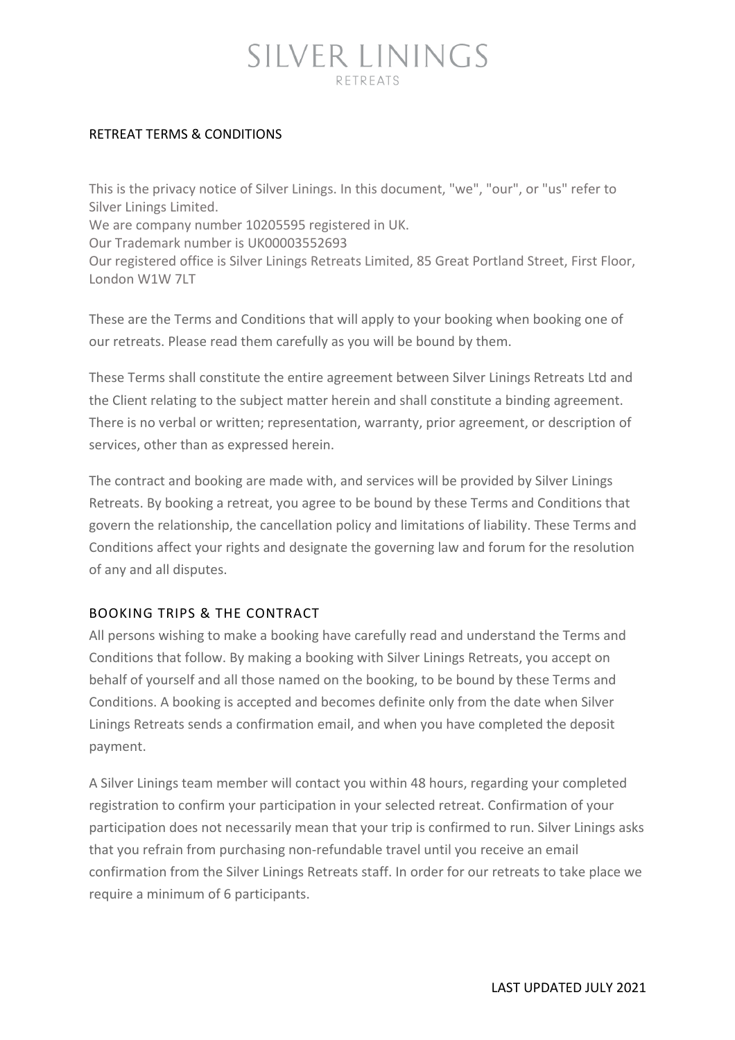# SILVER LININGS

RETREATS

## RETREAT TERMS & CONDITIONS

This is the privacy notice of Silver Linings. In this document, "we", "our", or "us" refer to Silver Linings Limited.
We are company number 10205595 registered in UK.
Our Trademark number is UK00003552693
Our registered office is Silver Linings Retreats Limited, 85 Great Portland Street, First Floor, London W1W 7LT

These are the Terms and Conditions that will apply to your booking when booking one of our retreats. Please read them carefully as you will be bound by them.

These Terms shall constitute the entire agreement between Silver Linings Retreats Ltd and the Client relating to the subject matter herein and shall constitute a binding agreement. There is no verbal or written; representation, warranty, prior agreement, or description of services, other than as expressed herein.

The contract and booking are made with, and services will be provided by Silver Linings Retreats. By booking a retreat, you agree to be bound by these Terms and Conditions that govern the relationship, the cancellation policy and limitations of liability. These Terms and Conditions affect your rights and designate the governing law and forum for the resolution of any and all disputes.

## BOOKING TRIPS & THE CONTRACT

All persons wishing to make a booking have carefully read and understand the Terms and Conditions that follow. By making a booking with Silver Linings Retreats, you accept on behalf of yourself and all those named on the booking, to be bound by these Terms and Conditions. A booking is accepted and becomes definite only from the date when Silver Linings Retreats sends a confirmation email, and when you have completed the deposit payment.

A Silver Linings team member will contact you within 48 hours, regarding your completed registration to confirm your participation in your selected retreat. Confirmation of your participation does not necessarily mean that your trip is confirmed to run. Silver Linings asks that you refrain from purchasing non-refundable travel until you receive an email confirmation from the Silver Linings Retreats staff. In order for our retreats to take place we require a minimum of 6 participants.

LAST UPDATED JULY 2021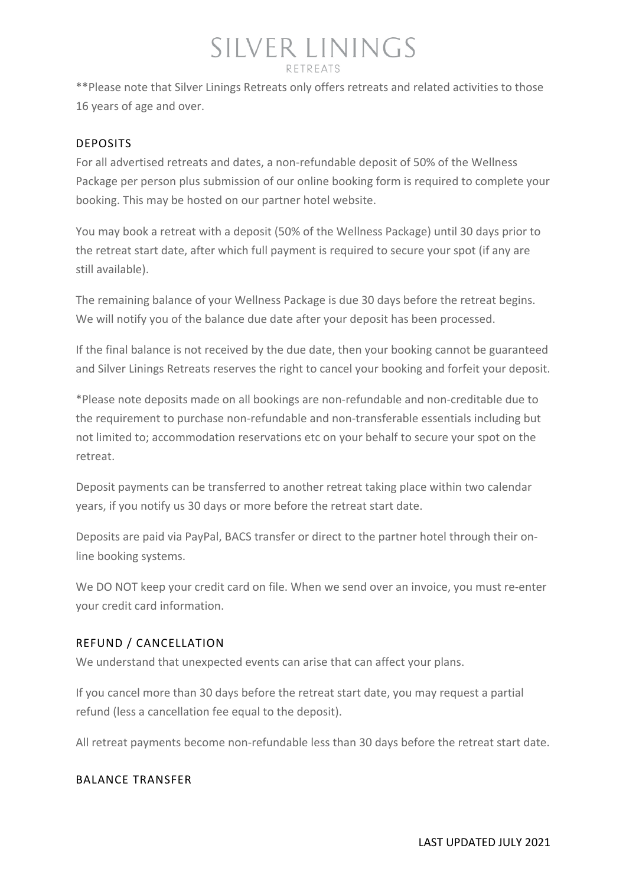**Please note that Silver Linings Retreats only offers retreats and related activities to those 16 years of age and over.

## DEPOSITS

For all advertised retreats and dates, a non-refundable deposit of 50% of the Wellness Package per person plus submission of our online booking form is required to complete your booking. This may be hosted on our partner hotel website.

You may book a retreat with a deposit (50% of the Wellness Package) until 30 days prior to the retreat start date, after which full payment is required to secure your spot (if any are still available).

The remaining balance of your Wellness Package is due 30 days before the retreat begins. We will notify you of the balance due date after your deposit has been processed.

If the final balance is not received by the due date, then your booking cannot be guaranteed and Silver Linings Retreats reserves the right to cancel your booking and forfeit your deposit.

*Please note deposits made on all bookings are non-refundable and non-creditable due to the requirement to purchase non-refundable and non-transferable essentials including but not limited to; accommodation reservations etc on your behalf to secure your spot on the retreat.

Deposit payments can be transferred to another retreat taking place within two calendar years, if you notify us 30 days or more before the retreat start date.

Deposits are paid via PayPal, BACS transfer or direct to the partner hotel through their on-line booking systems.

We DO NOT keep your credit card on file. When we send over an invoice, you must re-enter your credit card information.

## REFUND / CANCELLATION

We understand that unexpected events can arise that can affect your plans.

If you cancel more than 30 days before the retreat start date, you may request a partial refund (less a cancellation fee equal to the deposit).

All retreat payments become non-refundable less than 30 days before the retreat start date.

## BALANCE TRANSFER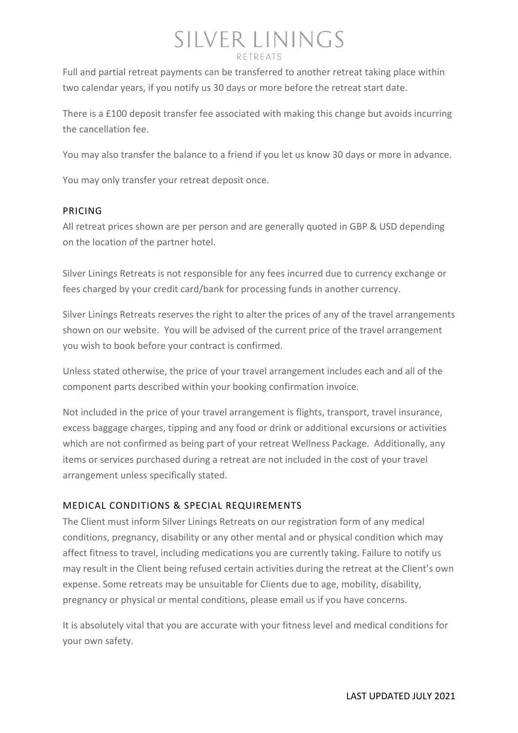Full and partial retreat payments can be transferred to another retreat taking place within two calendar years, if you notify us 30 days or more before the retreat start date.

There is a £100 deposit transfer fee associated with making this change but avoids incurring the cancellation fee.

You may also transfer the balance to a friend if you let us know 30 days or more in advance.

You may only transfer your retreat deposit once.

## PRICING

All retreat prices shown are per person and are generally quoted in GBP & USD depending on the location of the partner hotel.

Silver Linings Retreats is not responsible for any fees incurred due to currency exchange or fees charged by your credit card/bank for processing funds in another currency.

Silver Linings Retreats reserves the right to alter the prices of any of the travel arrangements shown on our website. You will be advised of the current price of the travel arrangement you wish to book before your contract is confirmed.

Unless stated otherwise, the price of your travel arrangement includes each and all of the component parts described within your booking confirmation invoice.

Not included in the price of your travel arrangement is flights, transport, travel insurance, excess baggage charges, tipping and any food or drink or additional excursions or activities which are not confirmed as being part of your retreat Wellness Package. Additionally, any items or services purchased during a retreat are not included in the cost of your travel arrangement unless specifically stated.

## MEDICAL CONDITIONS & SPECIAL REQUIREMENTS

The Client must inform Silver Linings Retreats on our registration form of any medical conditions, pregnancy, disability or any other mental and or physical condition which may affect fitness to travel, including medications you are currently taking. Failure to notify us may result in the Client being refused certain activities during the retreat at the Client's own expense. Some retreats may be unsuitable for Clients due to age, mobility, disability, pregnancy or physical or mental conditions, please email us if you have concerns.

It is absolutely vital that you are accurate with your fitness level and medical conditions for your own safety.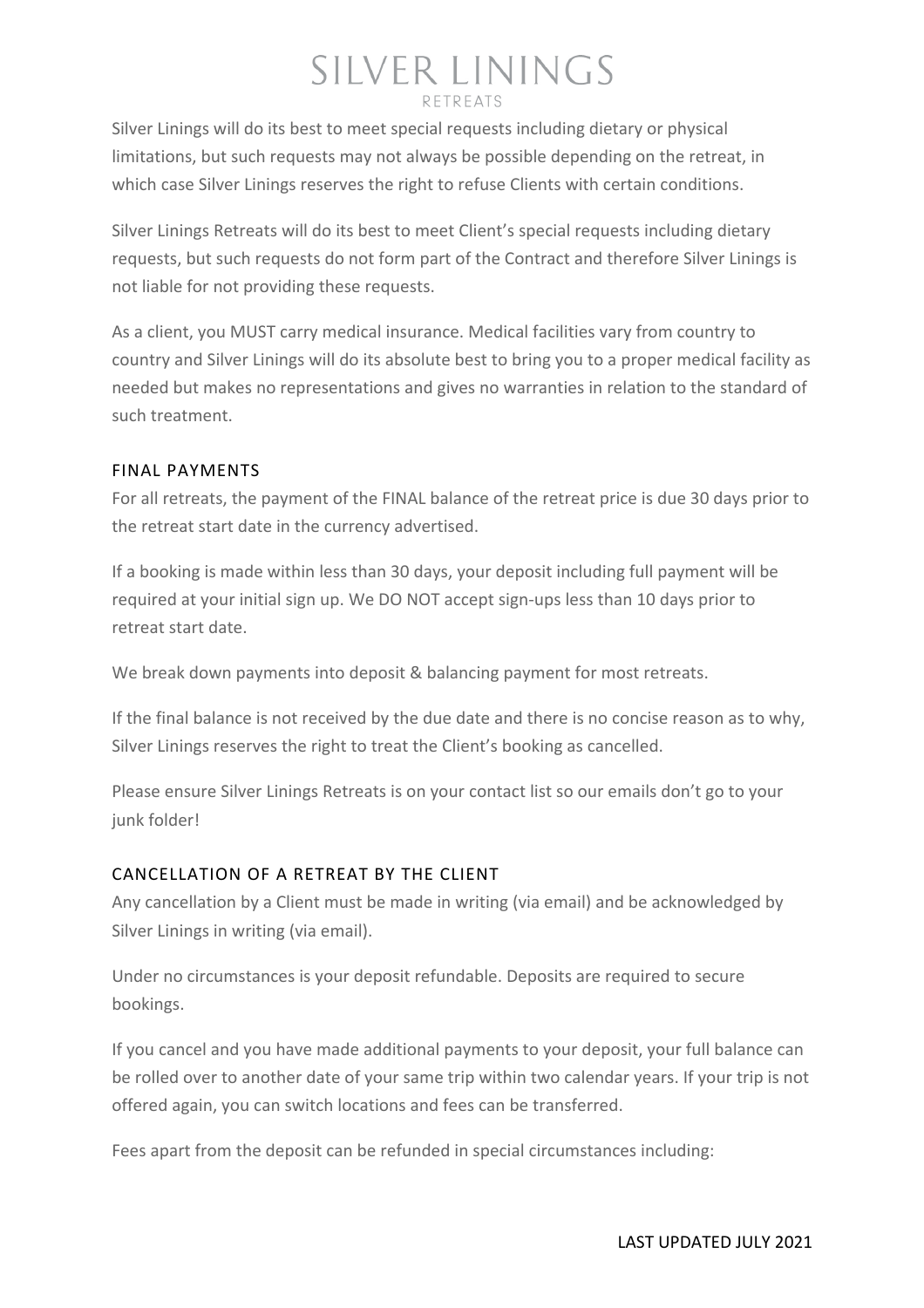Silver Linings will do its best to meet special requests including dietary or physical limitations, but such requests may not always be possible depending on the retreat, in which case Silver Linings reserves the right to refuse Clients with certain conditions.

Silver Linings Retreats will do its best to meet Client's special requests including dietary requests, but such requests do not form part of the Contract and therefore Silver Linings is not liable for not providing these requests.

As a client, you MUST carry medical insurance. Medical facilities vary from country to country and Silver Linings will do its absolute best to bring you to a proper medical facility as needed but makes no representations and gives no warranties in relation to the standard of such treatment.

## FINAL PAYMENTS

For all retreats, the payment of the FINAL balance of the retreat price is due 30 days prior to the retreat start date in the currency advertised.

If a booking is made within less than 30 days, your deposit including full payment will be required at your initial sign up. We DO NOT accept sign-ups less than 10 days prior to retreat start date.

We break down payments into deposit & balancing payment for most retreats.

If the final balance is not received by the due date and there is no concise reason as to why, Silver Linings reserves the right to treat the Client's booking as cancelled.

Please ensure Silver Linings Retreats is on your contact list so our emails don't go to your junk folder!

## CANCELLATION OF A RETREAT BY THE CLIENT

Any cancellation by a Client must be made in writing (via email) and be acknowledged by Silver Linings in writing (via email).

Under no circumstances is your deposit refundable. Deposits are required to secure bookings.

If you cancel and you have made additional payments to your deposit, your full balance can be rolled over to another date of your same trip within two calendar years. If your trip is not offered again, you can switch locations and fees can be transferred.

Fees apart from the deposit can be refunded in special circumstances including: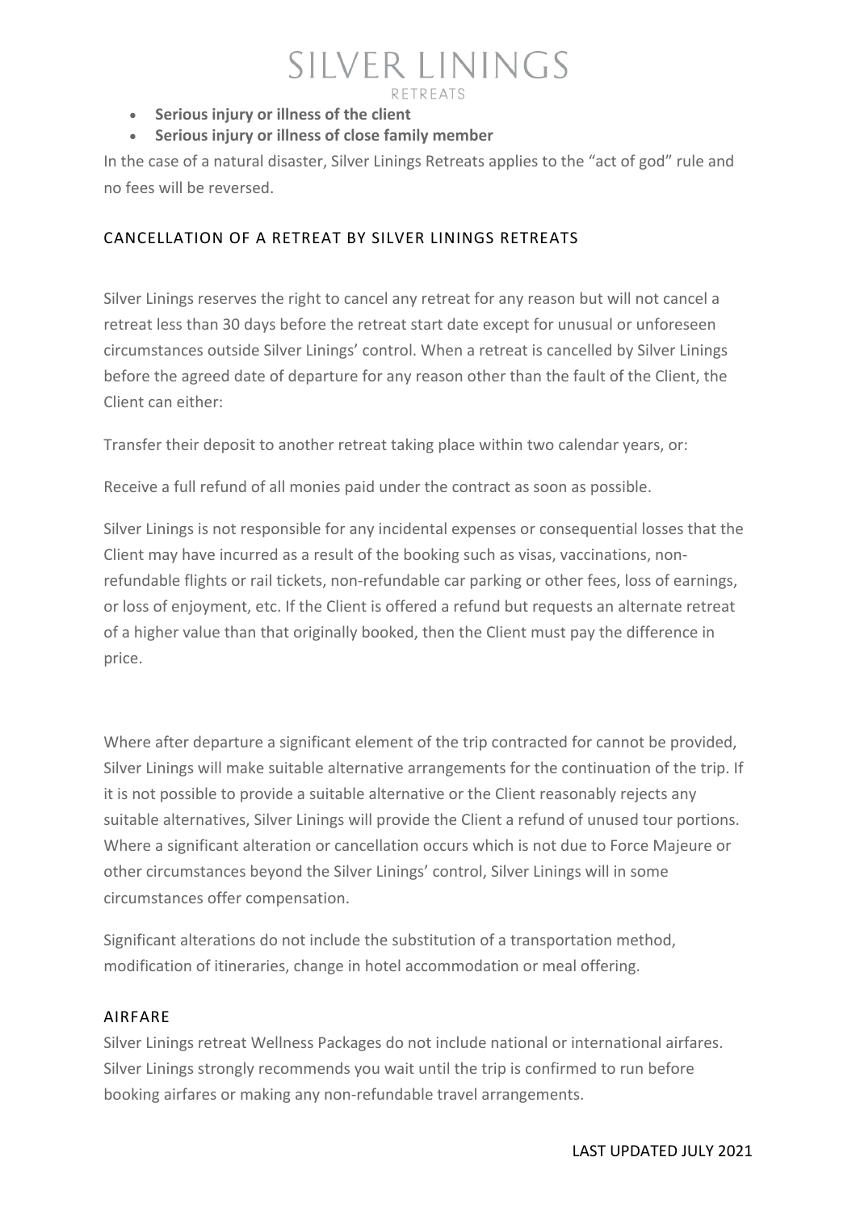- **Serious injury or illness of the client**
- **Serious injury or illness of close family member**

In the case of a natural disaster, Silver Linings Retreats applies to the "act of god" rule and no fees will be reversed.

## CANCELLATION OF A RETREAT BY SILVER LININGS RETREATS

Silver Linings reserves the right to cancel any retreat for any reason but will not cancel a retreat less than 30 days before the retreat start date except for unusual or unforeseen circumstances outside Silver Linings' control. When a retreat is cancelled by Silver Linings before the agreed date of departure for any reason other than the fault of the Client, the Client can either:

Transfer their deposit to another retreat taking place within two calendar years, or:

Receive a full refund of all monies paid under the contract as soon as possible.

Silver Linings is not responsible for any incidental expenses or consequential losses that the Client may have incurred as a result of the booking such as visas, vaccinations, non-refundable flights or rail tickets, non-refundable car parking or other fees, loss of earnings, or loss of enjoyment, etc. If the Client is offered a refund but requests an alternate retreat of a higher value than that originally booked, then the Client must pay the difference in price.

Where after departure a significant element of the trip contracted for cannot be provided, Silver Linings will make suitable alternative arrangements for the continuation of the trip. If it is not possible to provide a suitable alternative or the Client reasonably rejects any suitable alternatives, Silver Linings will provide the Client a refund of unused tour portions. Where a significant alteration or cancellation occurs which is not due to Force Majeure or other circumstances beyond the Silver Linings' control, Silver Linings will in some circumstances offer compensation.

Significant alterations do not include the substitution of a transportation method, modification of itineraries, change in hotel accommodation or meal offering.

## AIRFARE

Silver Linings retreat Wellness Packages do not include national or international airfares. Silver Linings strongly recommends you wait until the trip is confirmed to run before booking airfares or making any non-refundable travel arrangements.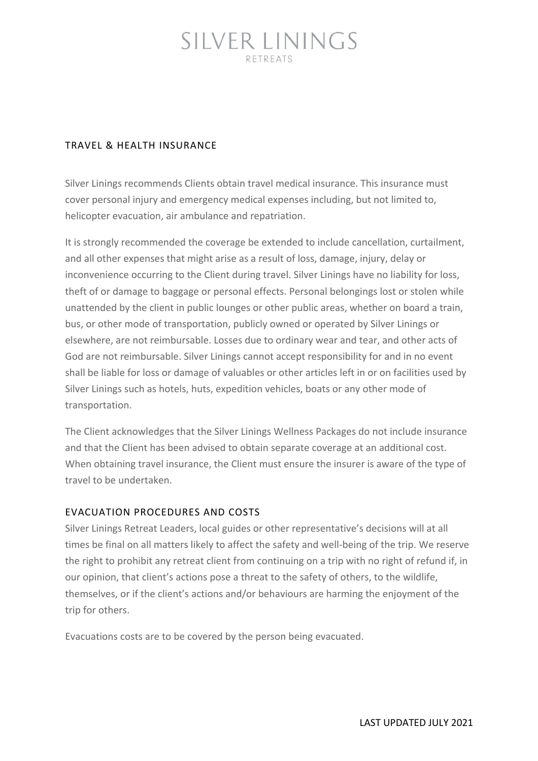## TRAVEL & HEALTH INSURANCE

Silver Linings recommends Clients obtain travel medical insurance. This insurance must cover personal injury and emergency medical expenses including, but not limited to, helicopter evacuation, air ambulance and repatriation.

It is strongly recommended the coverage be extended to include cancellation, curtailment, and all other expenses that might arise as a result of loss, damage, injury, delay or inconvenience occurring to the Client during travel. Silver Linings have no liability for loss, theft of or damage to baggage or personal effects. Personal belongings lost or stolen while unattended by the client in public lounges or other public areas, whether on board a train, bus, or other mode of transportation, publicly owned or operated by Silver Linings or elsewhere, are not reimbursable. Losses due to ordinary wear and tear, and other acts of God are not reimbursable. Silver Linings cannot accept responsibility for and in no event shall be liable for loss or damage of valuables or other articles left in or on facilities used by Silver Linings such as hotels, huts, expedition vehicles, boats or any other mode of transportation.

The Client acknowledges that the Silver Linings Wellness Packages do not include insurance and that the Client has been advised to obtain separate coverage at an additional cost. When obtaining travel insurance, the Client must ensure the insurer is aware of the type of travel to be undertaken.

## EVACUATION PROCEDURES AND COSTS

Silver Linings Retreat Leaders, local guides or other representative's decisions will at all times be final on all matters likely to affect the safety and well-being of the trip. We reserve the right to prohibit any retreat client from continuing on a trip with no right of refund if, in our opinion, that client's actions pose a threat to the safety of others, to the wildlife, themselves, or if the client's actions and/or behaviours are harming the enjoyment of the trip for others.

Evacuations costs are to be covered by the person being evacuated.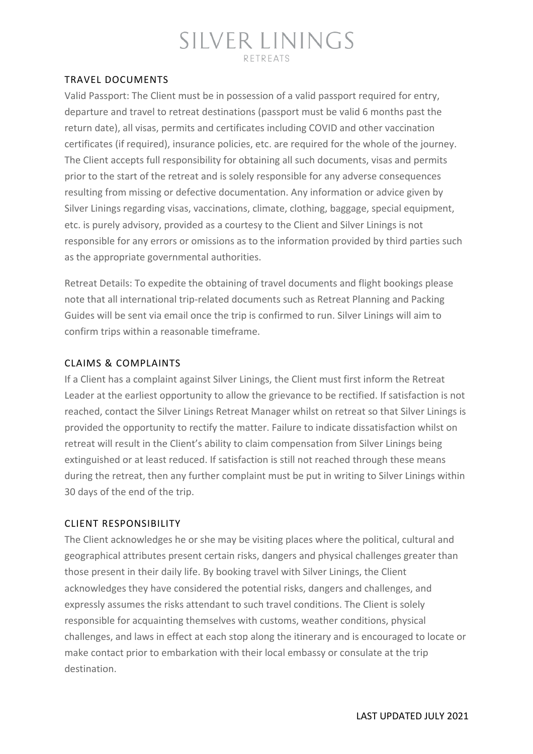## TRAVEL DOCUMENTS

Valid Passport: The Client must be in possession of a valid passport required for entry, departure and travel to retreat destinations (passport must be valid 6 months past the return date), all visas, permits and certificates including COVID and other vaccination certificates (if required), insurance policies, etc. are required for the whole of the journey. The Client accepts full responsibility for obtaining all such documents, visas and permits prior to the start of the retreat and is solely responsible for any adverse consequences resulting from missing or defective documentation. Any information or advice given by Silver Linings regarding visas, vaccinations, climate, clothing, baggage, special equipment, etc. is purely advisory, provided as a courtesy to the Client and Silver Linings is not responsible for any errors or omissions as to the information provided by third parties such as the appropriate governmental authorities.

Retreat Details: To expedite the obtaining of travel documents and flight bookings please note that all international trip-related documents such as Retreat Planning and Packing Guides will be sent via email once the trip is confirmed to run. Silver Linings will aim to confirm trips within a reasonable timeframe.

## CLAIMS & COMPLAINTS

If a Client has a complaint against Silver Linings, the Client must first inform the Retreat Leader at the earliest opportunity to allow the grievance to be rectified. If satisfaction is not reached, contact the Silver Linings Retreat Manager whilst on retreat so that Silver Linings is provided the opportunity to rectify the matter. Failure to indicate dissatisfaction whilst on retreat will result in the Client's ability to claim compensation from Silver Linings being extinguished or at least reduced. If satisfaction is still not reached through these means during the retreat, then any further complaint must be put in writing to Silver Linings within 30 days of the end of the trip.

## CLIENT RESPONSIBILITY

The Client acknowledges he or she may be visiting places where the political, cultural and geographical attributes present certain risks, dangers and physical challenges greater than those present in their daily life. By booking travel with Silver Linings, the Client acknowledges they have considered the potential risks, dangers and challenges, and expressly assumes the risks attendant to such travel conditions. The Client is solely responsible for acquainting themselves with customs, weather conditions, physical challenges, and laws in effect at each stop along the itinerary and is encouraged to locate or make contact prior to embarkation with their local embassy or consulate at the trip destination.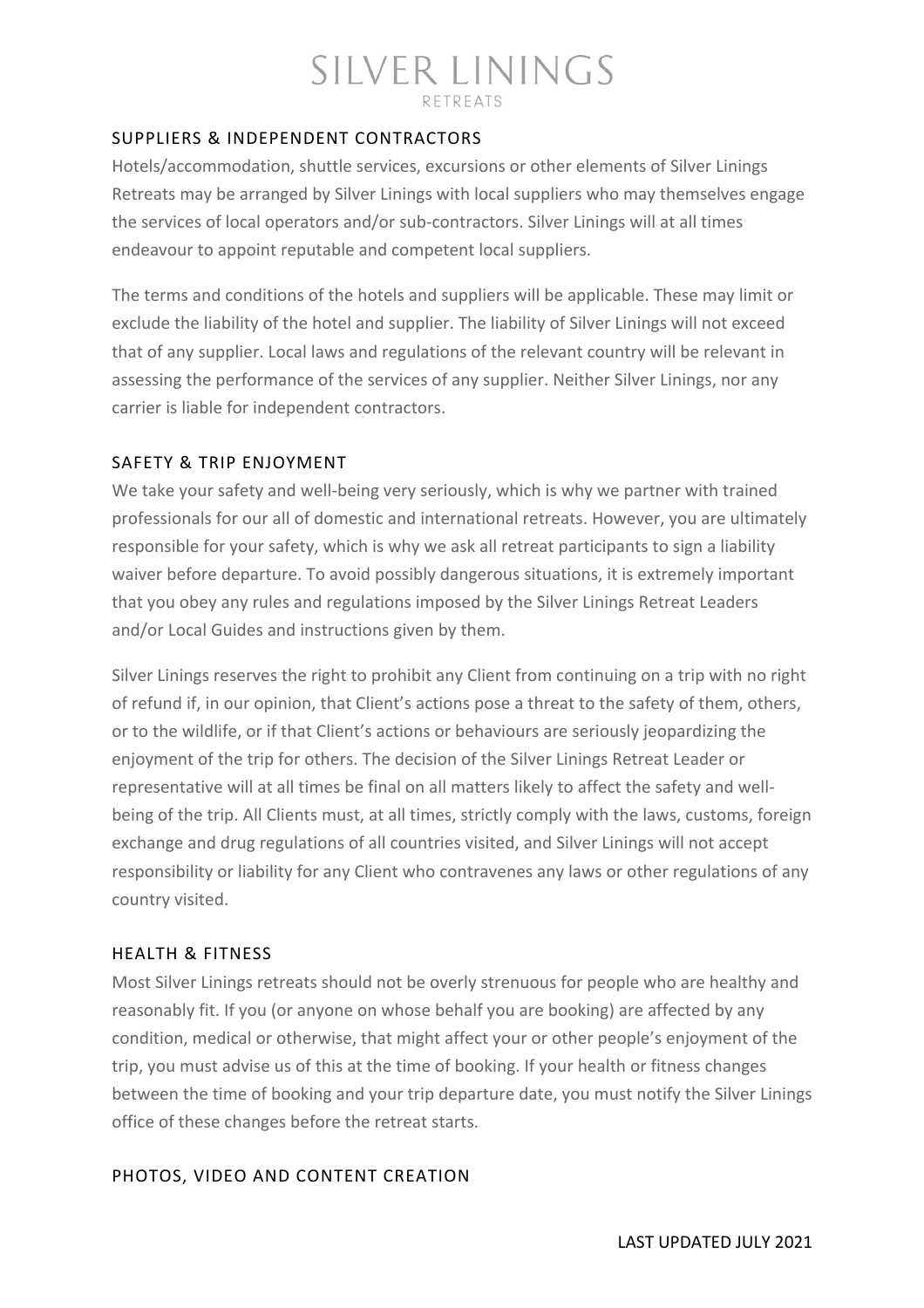## SUPPLIERS & INDEPENDENT CONTRACTORS

Hotels/accommodation, shuttle services, excursions or other elements of Silver Linings Retreats may be arranged by Silver Linings with local suppliers who may themselves engage the services of local operators and/or sub-contractors. Silver Linings will at all times endeavour to appoint reputable and competent local suppliers.

The terms and conditions of the hotels and suppliers will be applicable. These may limit or exclude the liability of the hotel and supplier. The liability of Silver Linings will not exceed that of any supplier. Local laws and regulations of the relevant country will be relevant in assessing the performance of the services of any supplier. Neither Silver Linings, nor any carrier is liable for independent contractors.

## SAFETY & TRIP ENJOYMENT

We take your safety and well-being very seriously, which is why we partner with trained professionals for our all of domestic and international retreats. However, you are ultimately responsible for your safety, which is why we ask all retreat participants to sign a liability waiver before departure. To avoid possibly dangerous situations, it is extremely important that you obey any rules and regulations imposed by the Silver Linings Retreat Leaders and/or Local Guides and instructions given by them.

Silver Linings reserves the right to prohibit any Client from continuing on a trip with no right of refund if, in our opinion, that Client's actions pose a threat to the safety of them, others, or to the wildlife, or if that Client's actions or behaviours are seriously jeopardizing the enjoyment of the trip for others. The decision of the Silver Linings Retreat Leader or representative will at all times be final on all matters likely to affect the safety and well-being of the trip. All Clients must, at all times, strictly comply with the laws, customs, foreign exchange and drug regulations of all countries visited, and Silver Linings will not accept responsibility or liability for any Client who contravenes any laws or other regulations of any country visited.

## HEALTH & FITNESS

Most Silver Linings retreats should not be overly strenuous for people who are healthy and reasonably fit. If you (or anyone on whose behalf you are booking) are affected by any condition, medical or otherwise, that might affect your or other people's enjoyment of the trip, you must advise us of this at the time of booking. If your health or fitness changes between the time of booking and your trip departure date, you must notify the Silver Linings office of these changes before the retreat starts.

## PHOTOS, VIDEO AND CONTENT CREATION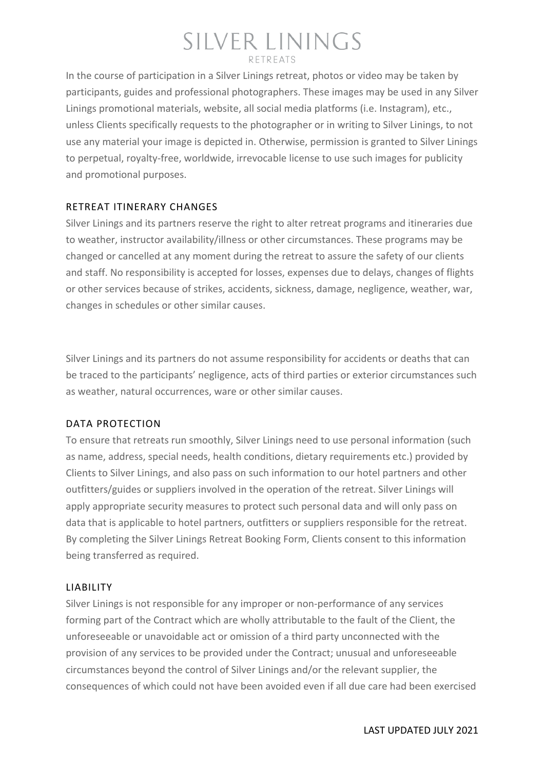In the course of participation in a Silver Linings retreat, photos or video may be taken by participants, guides and professional photographers. These images may be used in any Silver Linings promotional materials, website, all social media platforms (i.e. Instagram), etc., unless Clients specifically requests to the photographer or in writing to Silver Linings, to not use any material your image is depicted in. Otherwise, permission is granted to Silver Linings to perpetual, royalty-free, worldwide, irrevocable license to use such images for publicity and promotional purposes.

## RETREAT ITINERARY CHANGES

Silver Linings and its partners reserve the right to alter retreat programs and itineraries due to weather, instructor availability/illness or other circumstances. These programs may be changed or cancelled at any moment during the retreat to assure the safety of our clients and staff. No responsibility is accepted for losses, expenses due to delays, changes of flights or other services because of strikes, accidents, sickness, damage, negligence, weather, war, changes in schedules or other similar causes.

Silver Linings and its partners do not assume responsibility for accidents or deaths that can be traced to the participants' negligence, acts of third parties or exterior circumstances such as weather, natural occurrences, ware or other similar causes.

## DATA PROTECTION

To ensure that retreats run smoothly, Silver Linings need to use personal information (such as name, address, special needs, health conditions, dietary requirements etc.) provided by Clients to Silver Linings, and also pass on such information to our hotel partners and other outfitters/guides or suppliers involved in the operation of the retreat. Silver Linings will apply appropriate security measures to protect such personal data and will only pass on data that is applicable to hotel partners, outfitters or suppliers responsible for the retreat. By completing the Silver Linings Retreat Booking Form, Clients consent to this information being transferred as required.

## LIABILITY

Silver Linings is not responsible for any improper or non-performance of any services forming part of the Contract which are wholly attributable to the fault of the Client, the unforeseeable or unavoidable act or omission of a third party unconnected with the provision of any services to be provided under the Contract; unusual and unforeseeable circumstances beyond the control of Silver Linings and/or the relevant supplier, the consequences of which could not have been avoided even if all due care had been exercised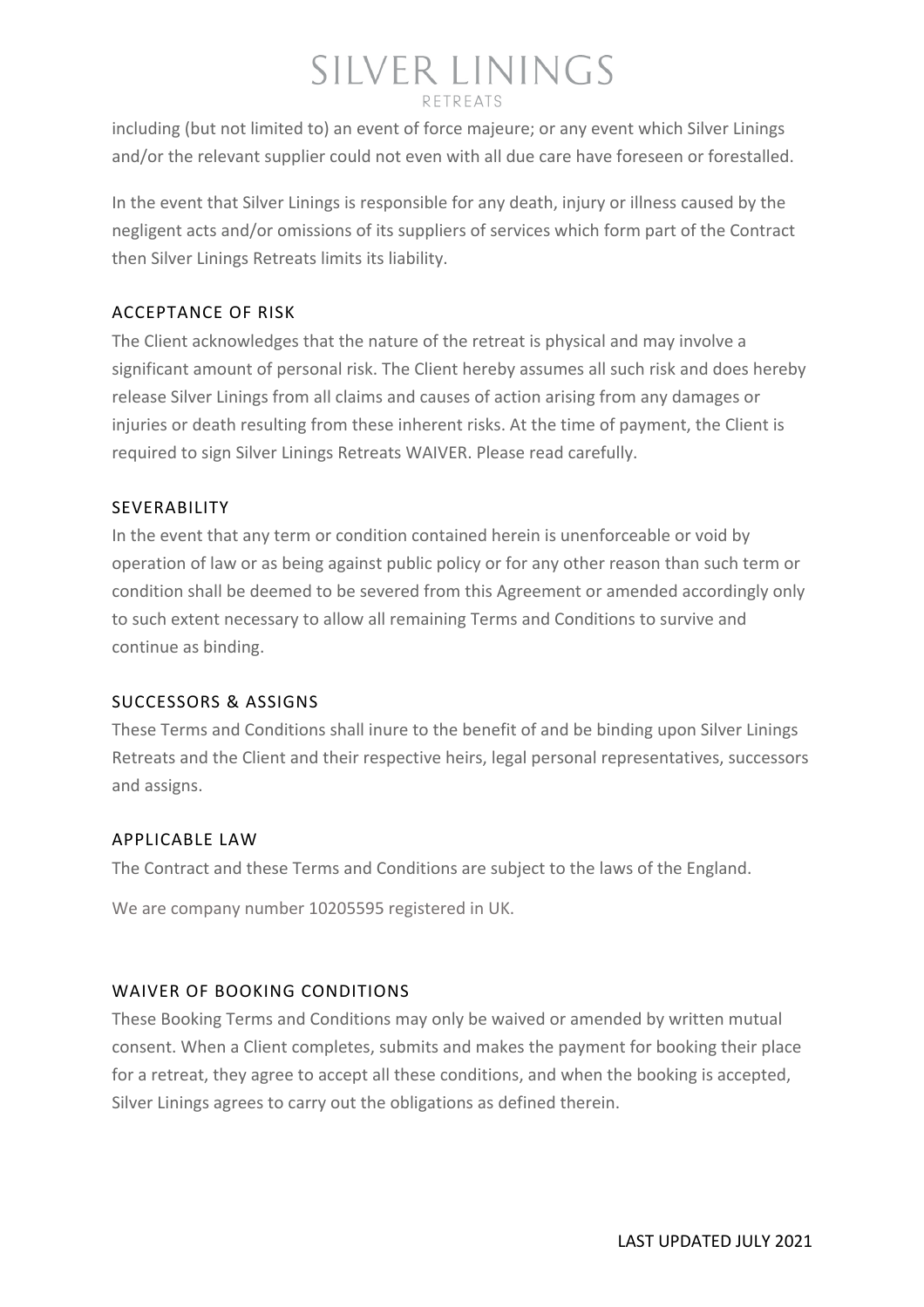including (but not limited to) an event of force majeure; or any event which Silver Linings and/or the relevant supplier could not even with all due care have foreseen or forestalled.

In the event that Silver Linings is responsible for any death, injury or illness caused by the negligent acts and/or omissions of its suppliers of services which form part of the Contract then Silver Linings Retreats limits its liability.

## ACCEPTANCE OF RISK

The Client acknowledges that the nature of the retreat is physical and may involve a significant amount of personal risk. The Client hereby assumes all such risk and does hereby release Silver Linings from all claims and causes of action arising from any damages or injuries or death resulting from these inherent risks. At the time of payment, the Client is required to sign Silver Linings Retreats WAIVER. Please read carefully.

## SEVERABILITY

In the event that any term or condition contained herein is unenforceable or void by operation of law or as being against public policy or for any other reason than such term or condition shall be deemed to be severed from this Agreement or amended accordingly only to such extent necessary to allow all remaining Terms and Conditions to survive and continue as binding.

## SUCCESSORS & ASSIGNS

These Terms and Conditions shall inure to the benefit of and be binding upon Silver Linings Retreats and the Client and their respective heirs, legal personal representatives, successors and assigns.

## APPLICABLE LAW

The Contract and these Terms and Conditions are subject to the laws of the England.

We are company number 10205595 registered in UK.

## WAIVER OF BOOKING CONDITIONS

These Booking Terms and Conditions may only be waived or amended by written mutual consent. When a Client completes, submits and makes the payment for booking their place for a retreat, they agree to accept all these conditions, and when the booking is accepted, Silver Linings agrees to carry out the obligations as defined therein.

LAST UPDATED JULY 2021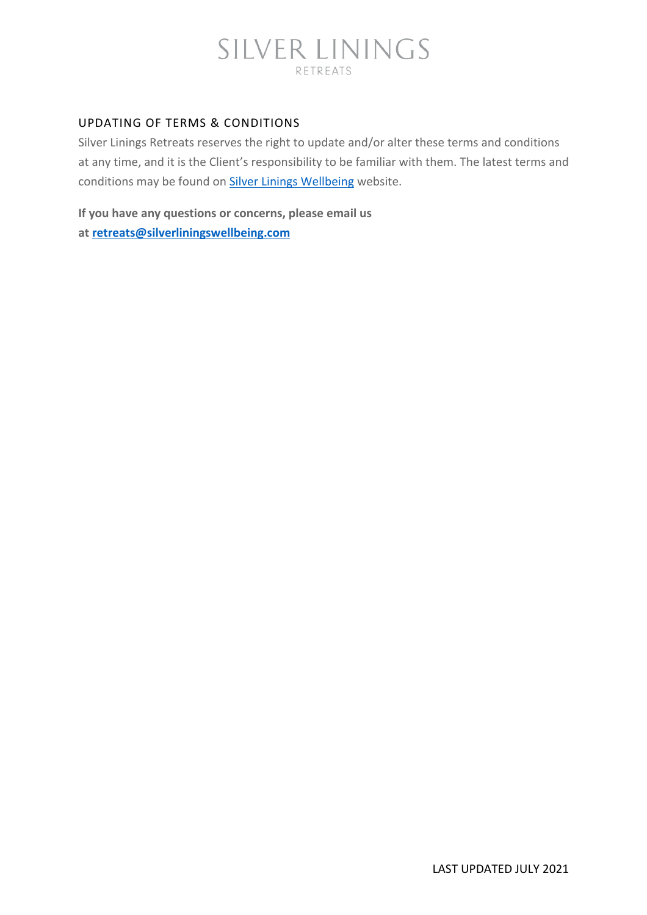## UPDATING OF TERMS & CONDITIONS

Silver Linings Retreats reserves the right to update and/or alter these terms and conditions at any time, and it is the Client's responsibility to be familiar with them. The latest terms and conditions may be found on Silver Linings Wellbeing website.

**If you have any questions or concerns, please email us at retreats@silverliningswellbeing.com**

LAST UPDATED JULY 2021